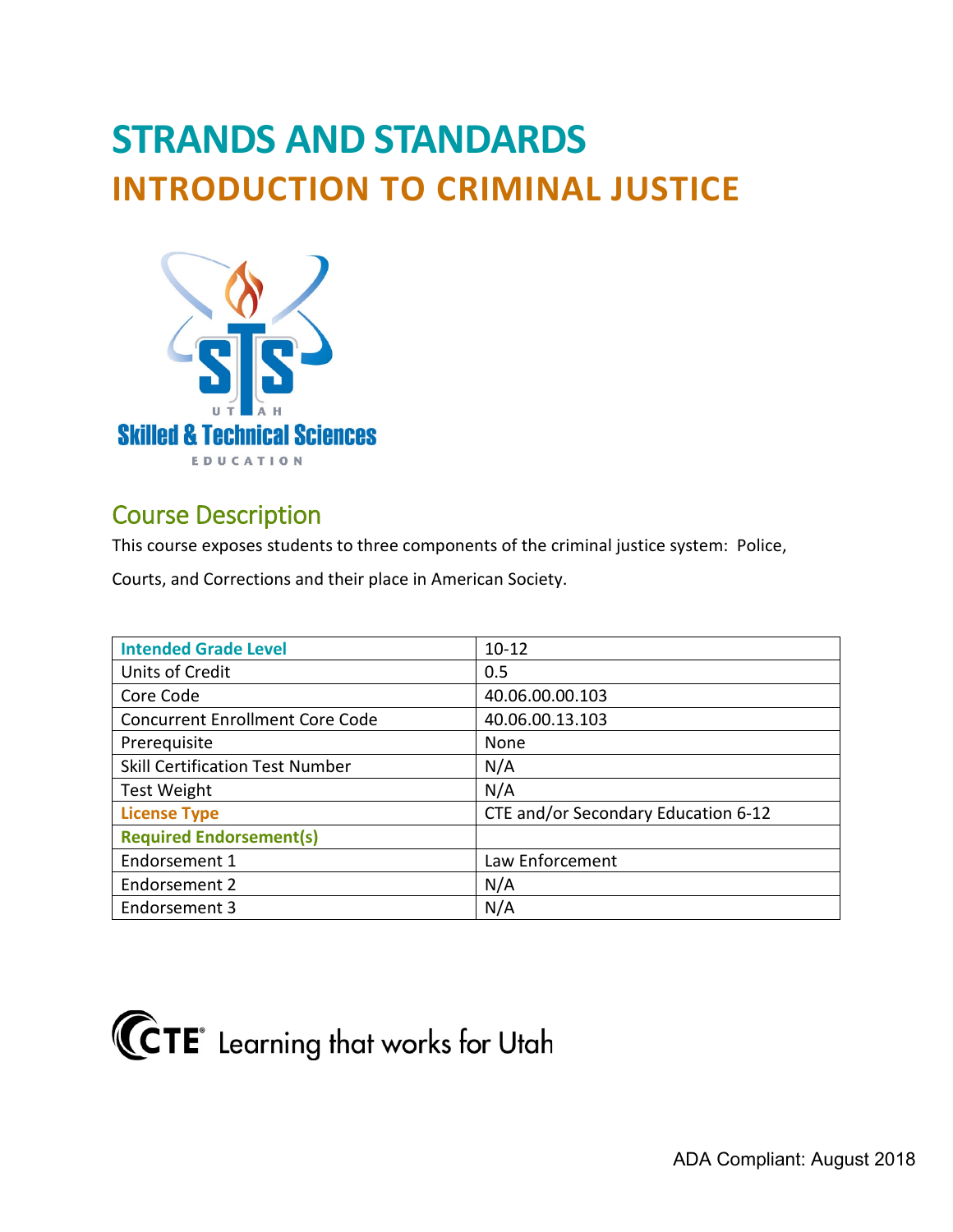# STRANDS AND STANDARDS

# INTRODUCTION TO CRIMINAL JUSTICE

## Course Description

This course exposes students to three components of the criminal justice system: Police, Courts, and Corrections and their place in American Society.

| Intended Grade Level | 10-12 |
|---|---|
| Units of Credit | 0.5 |
| Core Code | 40.06.00.00.103 |
| Concurrent Enrollment Core Code | 40.06.00.13.103 |
| Prerequisite | None |
| Skill Certification Test Number | N/A |
| Test Weight | N/A |
| License Type | CTE and/or Secondary Education 6-12 |
| Required Endorsement(s) | |
| Endorsement 1 | Law Enforcement |
| Endorsement 2 | N/A |
| Endorsement 3 | N/A |

CTE Learning that works for Utah

ADA Compliant: August 2018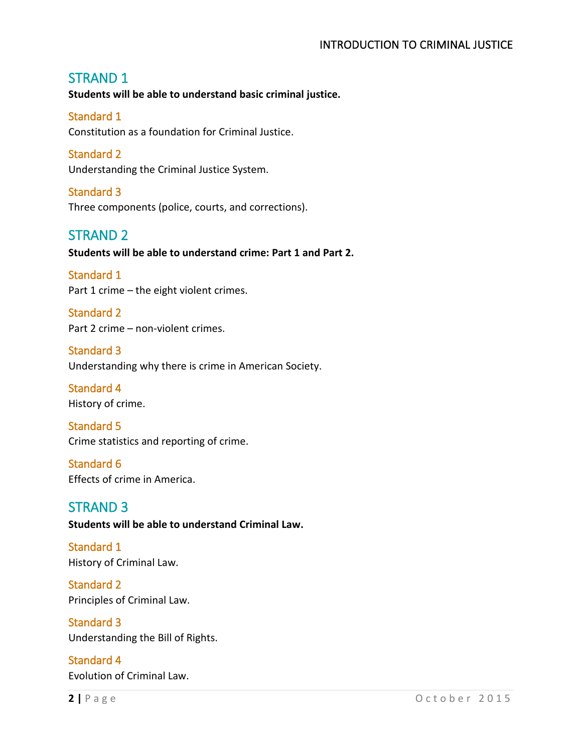## STRAND 1

**Students will be able to understand basic criminal justice.**

### Standard 1

Constitution as a foundation for Criminal Justice.

### Standard 2

Understanding the Criminal Justice System.

### Standard 3

Three components (police, courts, and corrections).

## STRAND 2

**Students will be able to understand crime: Part 1 and Part 2.**

### Standard 1

Part 1 crime – the eight violent crimes.

### Standard 2

Part 2 crime – non-violent crimes.

### Standard 3

Understanding why there is crime in American Society.

### Standard 4

History of crime.

### Standard 5

Crime statistics and reporting of crime.

### Standard 6

Effects of crime in America.

## STRAND 3

**Students will be able to understand Criminal Law.**

### Standard 1

History of Criminal Law.

### Standard 2

Principles of Criminal Law.

### Standard 3

Understanding the Bill of Rights.

### Standard 4

Evolution of Criminal Law.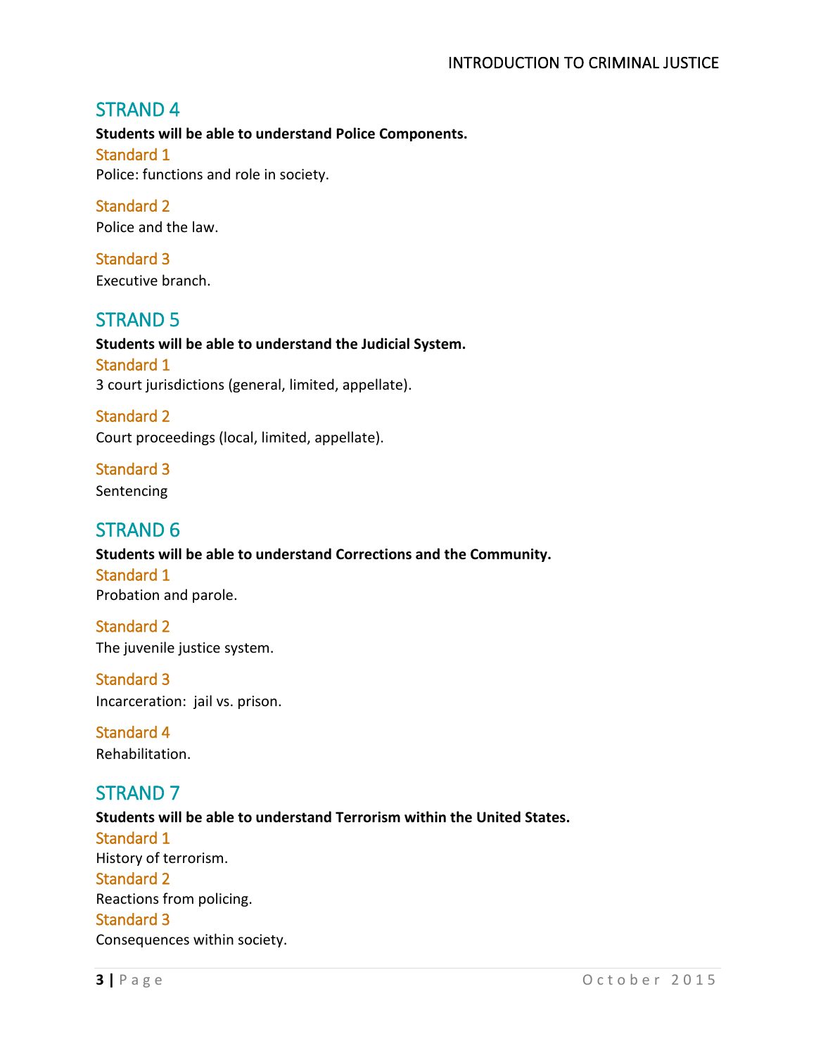## STRAND 4

**Students will be able to understand Police Components.**

### Standard 1

Police: functions and role in society.

### Standard 2

Police and the law.

### Standard 3

Executive branch.

## STRAND 5

**Students will be able to understand the Judicial System.**

### Standard 1

3 court jurisdictions (general, limited, appellate).

### Standard 2

Court proceedings (local, limited, appellate).

### Standard 3

Sentencing

## STRAND 6

**Students will be able to understand Corrections and the Community.**

### Standard 1

Probation and parole.

### Standard 2

The juvenile justice system.

### Standard 3

Incarceration: jail vs. prison.

### Standard 4

Rehabilitation.

## STRAND 7

**Students will be able to understand Terrorism within the United States.**

### Standard 1

History of terrorism.

### Standard 2

Reactions from policing.

### Standard 3

Consequences within society.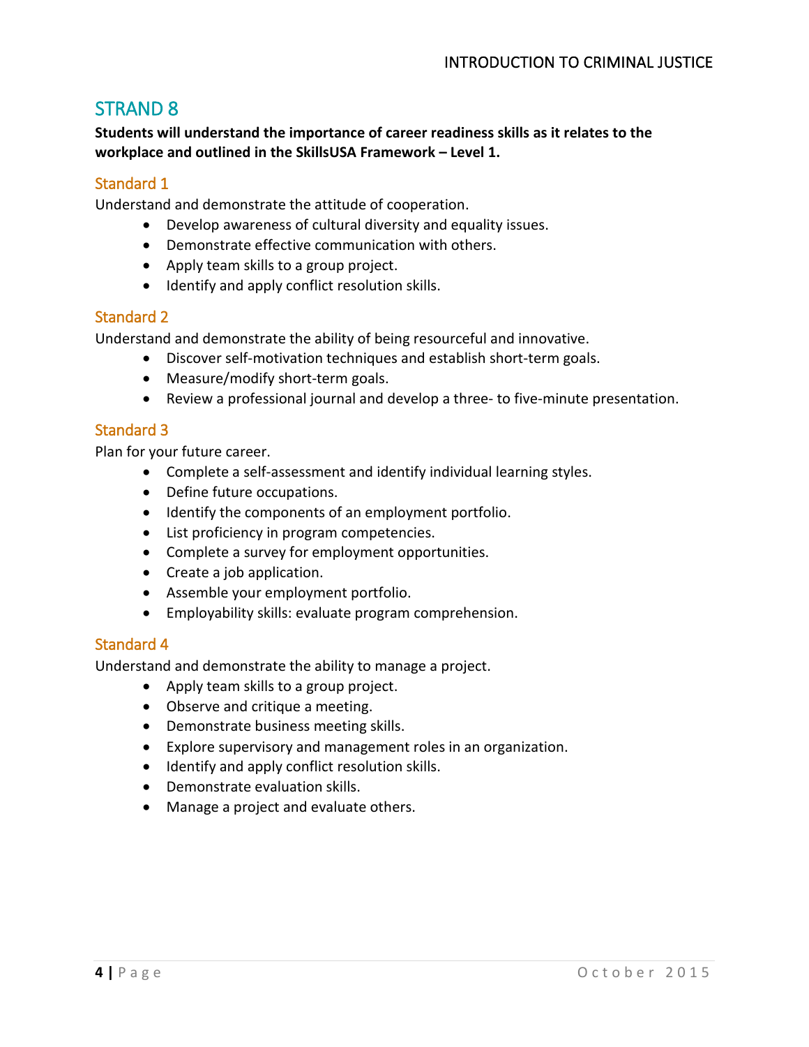## STRAND 8

**Students will understand the importance of career readiness skills as it relates to the workplace and outlined in the SkillsUSA Framework – Level 1.**

### Standard 1

Understand and demonstrate the attitude of cooperation.

- Develop awareness of cultural diversity and equality issues.
- Demonstrate effective communication with others.
- Apply team skills to a group project.
- Identify and apply conflict resolution skills.

### Standard 2

Understand and demonstrate the ability of being resourceful and innovative.

- Discover self-motivation techniques and establish short-term goals.
- Measure/modify short-term goals.
- Review a professional journal and develop a three- to five-minute presentation.

### Standard 3

Plan for your future career.

- Complete a self-assessment and identify individual learning styles.
- Define future occupations.
- Identify the components of an employment portfolio.
- List proficiency in program competencies.
- Complete a survey for employment opportunities.
- Create a job application.
- Assemble your employment portfolio.
- Employability skills: evaluate program comprehension.

### Standard 4

Understand and demonstrate the ability to manage a project.

- Apply team skills to a group project.
- Observe and critique a meeting.
- Demonstrate business meeting skills.
- Explore supervisory and management roles in an organization.
- Identify and apply conflict resolution skills.
- Demonstrate evaluation skills.
- Manage a project and evaluate others.